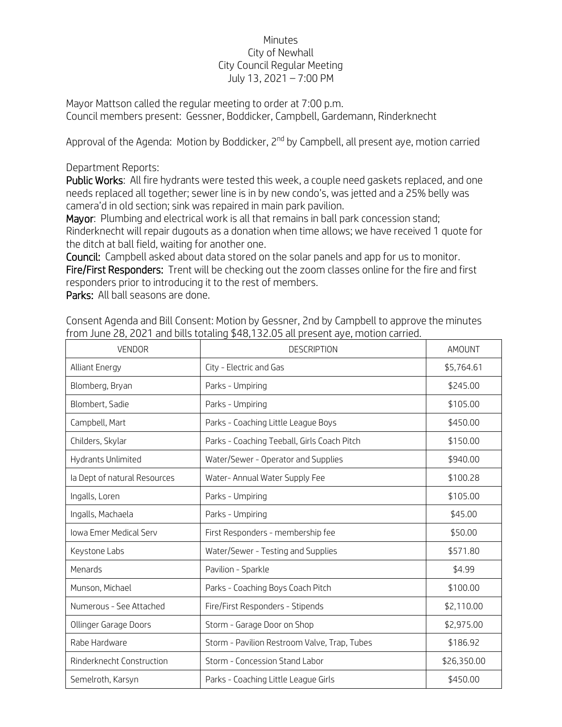Minutes
City of Newhall
City Council Regular Meeting
July 13, 2021 – 7:00 PM

Mayor Mattson called the regular meeting to order at 7:00 p.m.
Council members present: Gessner, Boddicker, Campbell, Gardemann, Rinderknecht

Approval of the Agenda: Motion by Boddicker, 2nd by Campbell, all present aye, motion carried

Department Reports:

**Public Works**: All fire hydrants were tested this week, a couple need gaskets replaced, and one needs replaced all together; sewer line is in by new condo's, was jetted and a 25% belly was camera'd in old section; sink was repaired in main park pavilion.

**Mayor**: Plumbing and electrical work is all that remains in ball park concession stand; Rinderknecht will repair dugouts as a donation when time allows; we have received 1 quote for the ditch at ball field, waiting for another one.

**Council:** Campbell asked about data stored on the solar panels and app for us to monitor.

**Fire/First Responders:** Trent will be checking out the zoom classes online for the fire and first responders prior to introducing it to the rest of members.

**Parks:** All ball seasons are done.

Consent Agenda and Bill Consent: Motion by Gessner, 2nd by Campbell to approve the minutes from June 28, 2021 and bills totaling $48,132.05 all present aye, motion carried.

| VENDOR | DESCRIPTION | AMOUNT |
|---|---|---|
| Alliant Energy | City - Electric and Gas | $5,764.61 |
| Blomberg, Bryan | Parks - Umpiring | $245.00 |
| Blombert, Sadie | Parks - Umpiring | $105.00 |
| Campbell, Mart | Parks - Coaching Little League Boys | $450.00 |
| Childers, Skylar | Parks - Coaching Teeball, Girls Coach Pitch | $150.00 |
| Hydrants Unlimited | Water/Sewer - Operator and Supplies | $940.00 |
| Ia Dept of natural Resources | Water- Annual Water Supply Fee | $100.28 |
| Ingalls, Loren | Parks - Umpiring | $105.00 |
| Ingalls, Machaela | Parks - Umpiring | $45.00 |
| Iowa Emer Medical Serv | First Responders - membership fee | $50.00 |
| Keystone Labs | Water/Sewer - Testing and Supplies | $571.80 |
| Menards | Pavilion - Sparkle | $4.99 |
| Munson, Michael | Parks - Coaching Boys Coach Pitch | $100.00 |
| Numerous - See Attached | Fire/First Responders - Stipends | $2,110.00 |
| Ollinger Garage Doors | Storm - Garage Door on Shop | $2,975.00 |
| Rabe Hardware | Storm - Pavilion Restroom Valve, Trap, Tubes | $186.92 |
| Rinderknecht Construction | Storm - Concession Stand Labor | $26,350.00 |
| Semelroth, Karsyn | Parks - Coaching Little League Girls | $450.00 |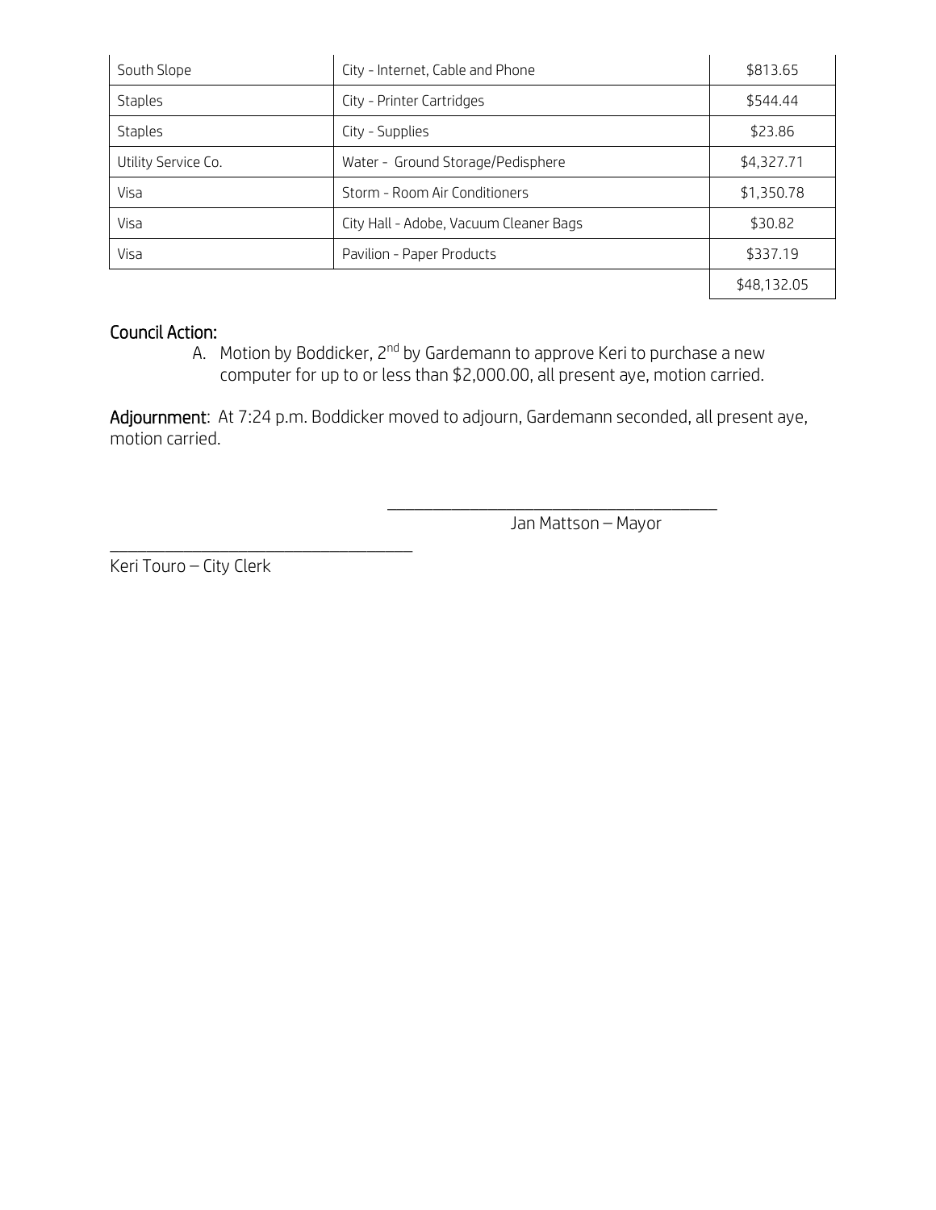| | | |
|---|---|---|
| South Slope | City - Internet, Cable and Phone | $813.65 |
| Staples | City - Printer Cartridges | $544.44 |
| Staples | City - Supplies | $23.86 |
| Utility Service Co. | Water - Ground Storage/Pedisphere | $4,327.71 |
| Visa | Storm - Room Air Conditioners | $1,350.78 |
| Visa | City Hall - Adobe, Vacuum Cleaner Bags | $30.82 |
| Visa | Pavilion - Paper Products | $337.19 |
| | | $48,132.05 |

**Council Action:**

A. Motion by Boddicker, 2nd by Gardemann to approve Keri to purchase a new computer for up to or less than $2,000.00, all present aye, motion carried.

**Adjournment**: At 7:24 p.m. Boddicker moved to adjourn, Gardemann seconded, all present aye, motion carried.

\_\_\_\_\_\_\_\_\_\_\_\_\_\_\_\_\_\_\_\_\_\_\_\_\_\_\_\_\_\_\_\_\_\_\_\_\_\_\_\_

Jan Mattson – Mayor

\_\_\_\_\_\_\_\_\_\_\_\_\_\_\_\_\_\_\_\_\_\_\_\_\_\_\_\_\_\_\_\_\_\_\_\_\_\_\_\_

Keri Touro – City Clerk